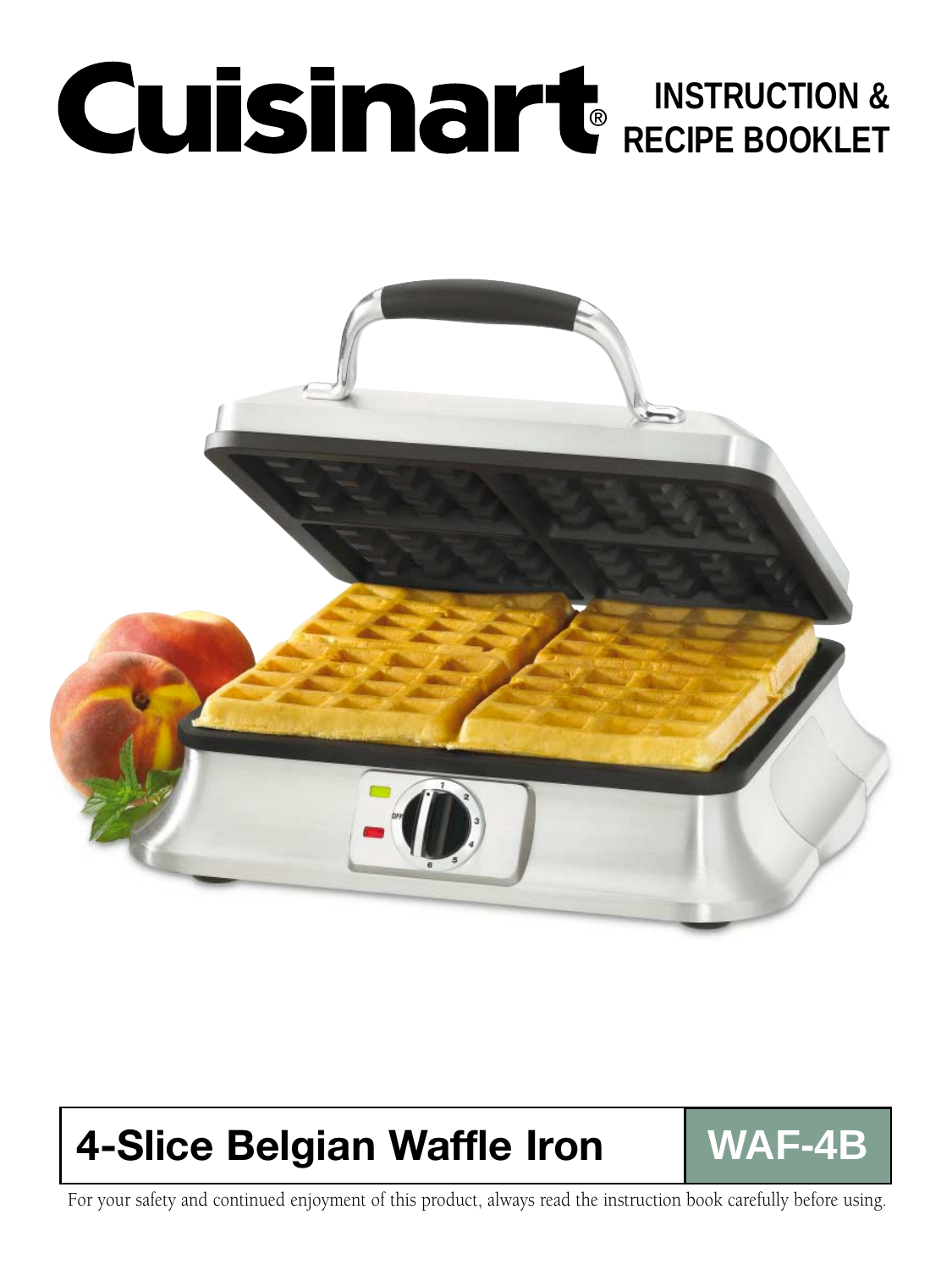# Cuisinart®

## INSTRUCTION & RECIPE BOOKLET

## 4-Slice Belgian Waffle Iron

**WAF-4B**

For your safety and continued enjoyment of this product, always read the instruction book carefully before using.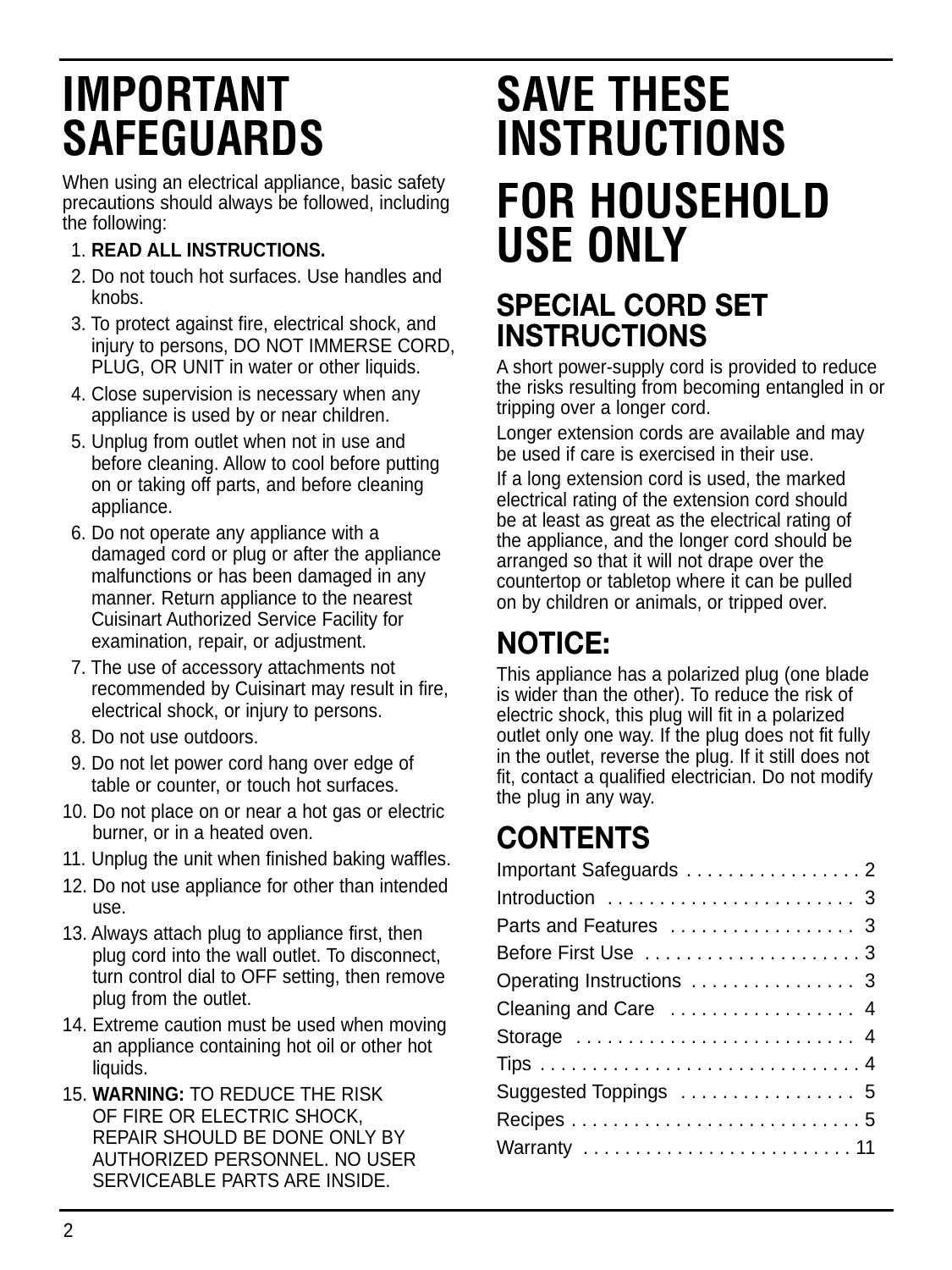# IMPORTANT SAFEGUARDS

When using an electrical appliance, basic safety precautions should always be followed, including the following:

1. **READ ALL INSTRUCTIONS.**
2. Do not touch hot surfaces. Use handles and knobs.
3. To protect against fire, electrical shock, and injury to persons, DO NOT IMMERSE CORD, PLUG, OR UNIT in water or other liquids.
4. Close supervision is necessary when any appliance is used by or near children.
5. Unplug from outlet when not in use and before cleaning. Allow to cool before putting on or taking off parts, and before cleaning appliance.
6. Do not operate any appliance with a damaged cord or plug or after the appliance malfunctions or has been damaged in any manner. Return appliance to the nearest Cuisinart Authorized Service Facility for examination, repair, or adjustment.
7. The use of accessory attachments not recommended by Cuisinart may result in fire, electrical shock, or injury to persons.
8. Do not use outdoors.
9. Do not let power cord hang over edge of table or counter, or touch hot surfaces.
10. Do not place on or near a hot gas or electric burner, or in a heated oven.
11. Unplug the unit when finished baking waffles.
12. Do not use appliance for other than intended use.
13. Always attach plug to appliance first, then plug cord into the wall outlet. To disconnect, turn control dial to OFF setting, then remove plug from the outlet.
14. Extreme caution must be used when moving an appliance containing hot oil or other hot liquids.
15. **WARNING:** TO REDUCE THE RISK OF FIRE OR ELECTRIC SHOCK, REPAIR SHOULD BE DONE ONLY BY AUTHORIZED PERSONNEL. NO USER SERVICEABLE PARTS ARE INSIDE.

# SAVE THESE INSTRUCTIONS

# FOR HOUSEHOLD USE ONLY

## SPECIAL CORD SET INSTRUCTIONS

A short power-supply cord is provided to reduce the risks resulting from becoming entangled in or tripping over a longer cord.

Longer extension cords are available and may be used if care is exercised in their use.

If a long extension cord is used, the marked electrical rating of the extension cord should be at least as great as the electrical rating of the appliance, and the longer cord should be arranged so that it will not drape over the countertop or tabletop where it can be pulled on by children or animals, or tripped over.

## NOTICE:

This appliance has a polarized plug (one blade is wider than the other). To reduce the risk of electric shock, this plug will fit in a polarized outlet only one way. If the plug does not fit fully in the outlet, reverse the plug. If it still does not fit, contact a qualified electrician. Do not modify the plug in any way.

## CONTENTS

| | |
|---|---|
| Important Safeguards | 2 |
| Introduction | 3 |
| Parts and Features | 3 |
| Before First Use | 3 |
| Operating Instructions | 3 |
| Cleaning and Care | 4 |
| Storage | 4 |
| Tips | 4 |
| Suggested Toppings | 5 |
| Recipes | 5 |
| Warranty | 11 |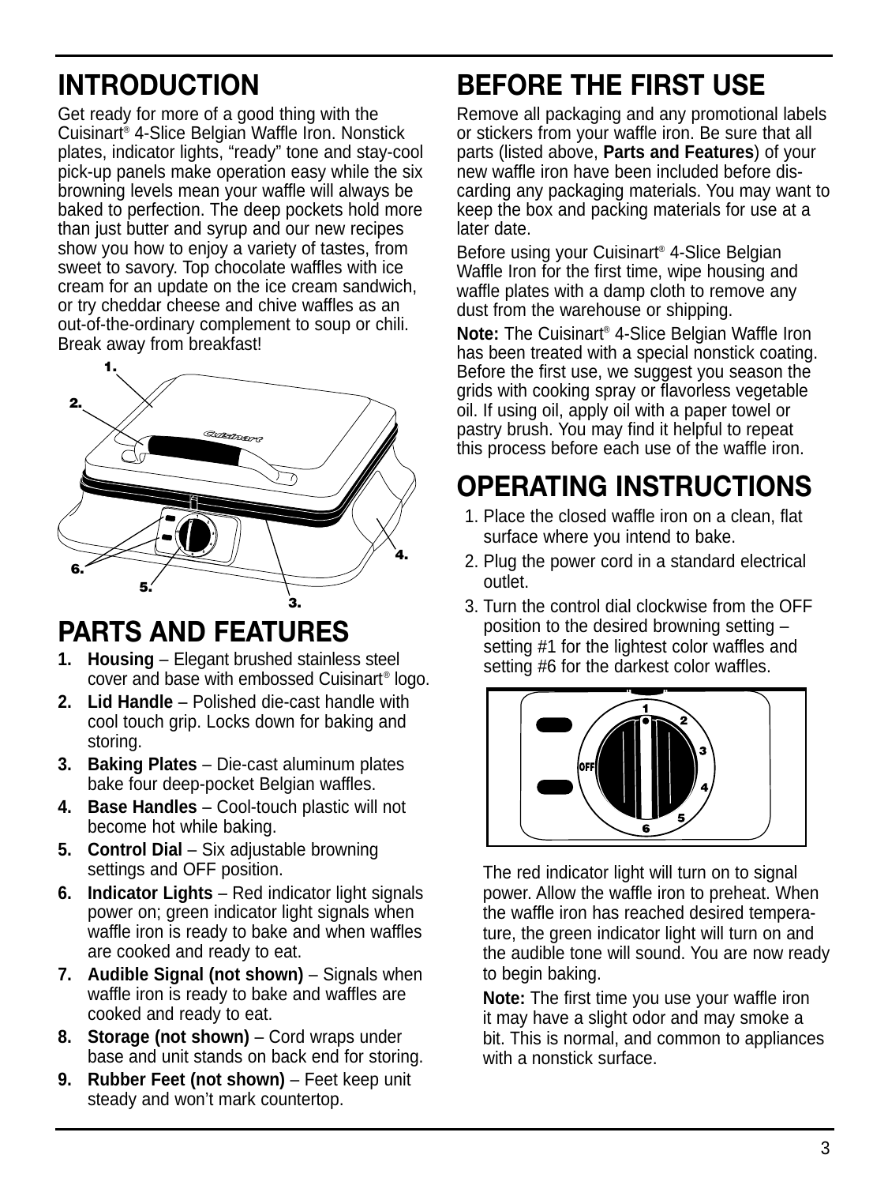# INTRODUCTION

Get ready for more of a good thing with the Cuisinart® 4-Slice Belgian Waffle Iron. Nonstick plates, indicator lights, "ready" tone and stay-cool pick-up panels make operation easy while the six browning levels mean your waffle will always be baked to perfection. The deep pockets hold more than just butter and syrup and our new recipes show you how to enjoy a variety of tastes, from sweet to savory. Top chocolate waffles with ice cream for an update on the ice cream sandwich, or try cheddar cheese and chive waffles as an out-of-the-ordinary complement to soup or chili. Break away from breakfast!

# PARTS AND FEATURES

1. **Housing** – Elegant brushed stainless steel cover and base with embossed Cuisinart® logo.
2. **Lid Handle** – Polished die-cast handle with cool touch grip. Locks down for baking and storing.
3. **Baking Plates** – Die-cast aluminum plates bake four deep-pocket Belgian waffles.
4. **Base Handles** – Cool-touch plastic will not become hot while baking.
5. **Control Dial** – Six adjustable browning settings and OFF position.
6. **Indicator Lights** – Red indicator light signals power on; green indicator light signals when waffle iron is ready to bake and when waffles are cooked and ready to eat.
7. **Audible Signal (not shown)** – Signals when waffle iron is ready to bake and waffles are cooked and ready to eat.
8. **Storage (not shown)** – Cord wraps under base and unit stands on back end for storing.
9. **Rubber Feet (not shown)** – Feet keep unit steady and won't mark countertop.

# BEFORE THE FIRST USE

Remove all packaging and any promotional labels or stickers from your waffle iron. Be sure that all parts (listed above, **Parts and Features**) of your new waffle iron have been included before discarding any packaging materials. You may want to keep the box and packing materials for use at a later date.

Before using your Cuisinart® 4-Slice Belgian Waffle Iron for the first time, wipe housing and waffle plates with a damp cloth to remove any dust from the warehouse or shipping.

**Note:** The Cuisinart® 4-Slice Belgian Waffle Iron has been treated with a special nonstick coating. Before the first use, we suggest you season the grids with cooking spray or flavorless vegetable oil. If using oil, apply oil with a paper towel or pastry brush. You may find it helpful to repeat this process before each use of the waffle iron.

# OPERATING INSTRUCTIONS

1. Place the closed waffle iron on a clean, flat surface where you intend to bake.
2. Plug the power cord in a standard electrical outlet.
3. Turn the control dial clockwise from the OFF position to the desired browning setting – setting #1 for the lightest color waffles and setting #6 for the darkest color waffles.

   The red indicator light will turn on to signal power. Allow the waffle iron to preheat. When the waffle iron has reached desired temperature, the green indicator light will turn on and the audible tone will sound. You are now ready to begin baking.

   **Note:** The first time you use your waffle iron it may have a slight odor and may smoke a bit. This is normal, and common to appliances with a nonstick surface.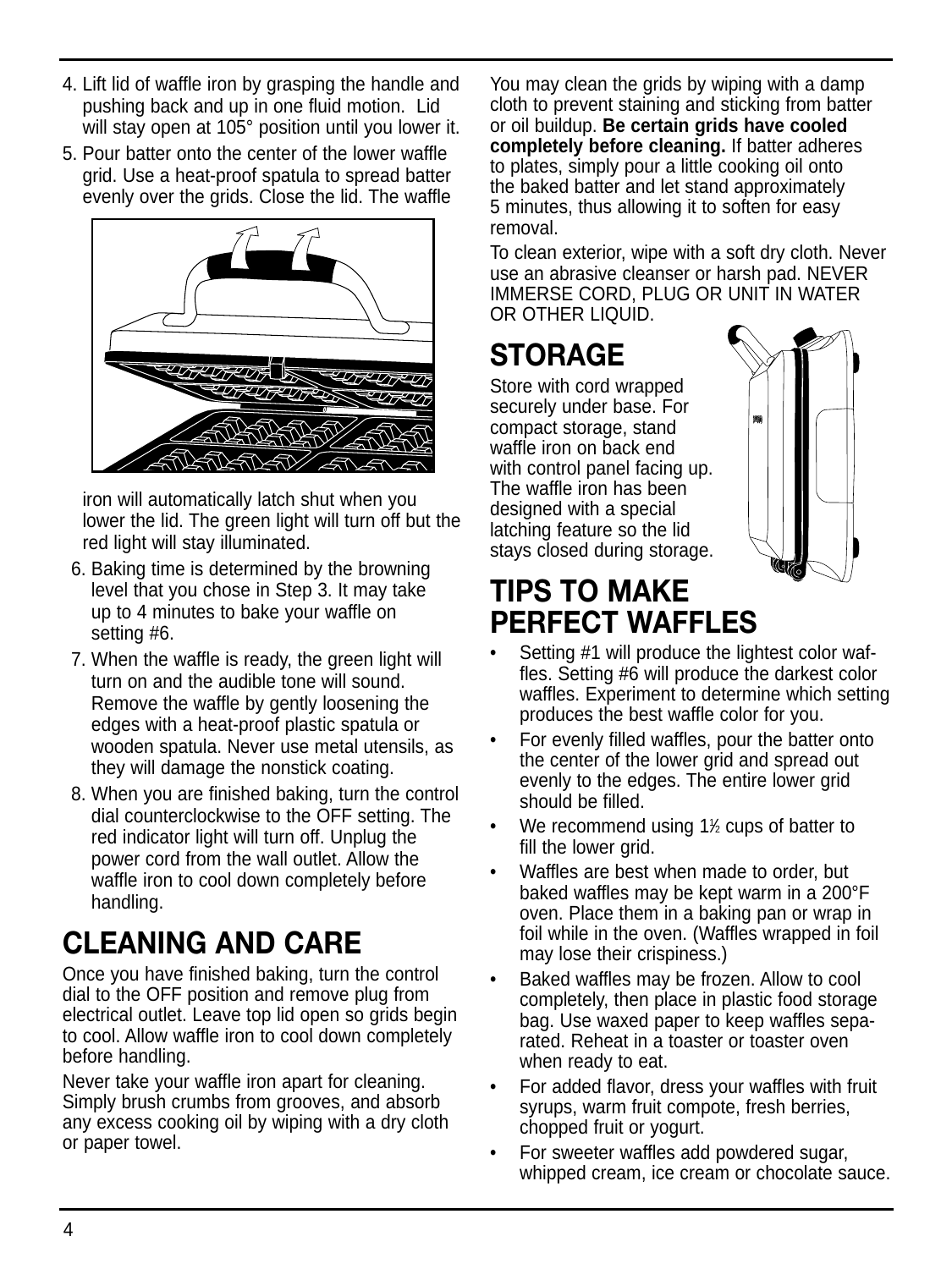4. Lift lid of waffle iron by grasping the handle and pushing back and up in one fluid motion. Lid will stay open at 105° position until you lower it.
5. Pour batter onto the center of the lower waffle grid. Use a heat-proof spatula to spread batter evenly over the grids. Close the lid. The waffle iron will automatically latch shut when you lower the lid. The green light will turn off but the red light will stay illuminated.
6. Baking time is determined by the browning level that you chose in Step 3. It may take up to 4 minutes to bake your waffle on setting #6.
7. When the waffle is ready, the green light will turn on and the audible tone will sound. Remove the waffle by gently loosening the edges with a heat-proof plastic spatula or wooden spatula. Never use metal utensils, as they will damage the nonstick coating.
8. When you are finished baking, turn the control dial counterclockwise to the OFF setting. The red indicator light will turn off. Unplug the power cord from the wall outlet. Allow the waffle iron to cool down completely before handling.

## CLEANING AND CARE

Once you have finished baking, turn the control dial to the OFF position and remove plug from electrical outlet. Leave top lid open so grids begin to cool. Allow waffle iron to cool down completely before handling.

Never take your waffle iron apart for cleaning. Simply brush crumbs from grooves, and absorb any excess cooking oil by wiping with a dry cloth or paper towel.

You may clean the grids by wiping with a damp cloth to prevent staining and sticking from batter or oil buildup. **Be certain grids have cooled completely before cleaning.** If batter adheres to plates, simply pour a little cooking oil onto the baked batter and let stand approximately 5 minutes, thus allowing it to soften for easy removal.

To clean exterior, wipe with a soft dry cloth. Never use an abrasive cleanser or harsh pad. NEVER IMMERSE CORD, PLUG OR UNIT IN WATER OR OTHER LIQUID.

## STORAGE

Store with cord wrapped securely under base. For compact storage, stand waffle iron on back end with control panel facing up. The waffle iron has been designed with a special latching feature so the lid stays closed during storage.

## TIPS TO MAKE PERFECT WAFFLES

- Setting #1 will produce the lightest color waffles. Setting #6 will produce the darkest color waffles. Experiment to determine which setting produces the best waffle color for you.
- For evenly filled waffles, pour the batter onto the center of the lower grid and spread out evenly to the edges. The entire lower grid should be filled.
- We recommend using 1½ cups of batter to fill the lower grid.
- Waffles are best when made to order, but baked waffles may be kept warm in a 200°F oven. Place them in a baking pan or wrap in foil while in the oven. (Waffles wrapped in foil may lose their crispiness.)
- Baked waffles may be frozen. Allow to cool completely, then place in plastic food storage bag. Use waxed paper to keep waffles separated. Reheat in a toaster or toaster oven when ready to eat.
- For added flavor, dress your waffles with fruit syrups, warm fruit compote, fresh berries, chopped fruit or yogurt.
- For sweeter waffles add powdered sugar, whipped cream, ice cream or chocolate sauce.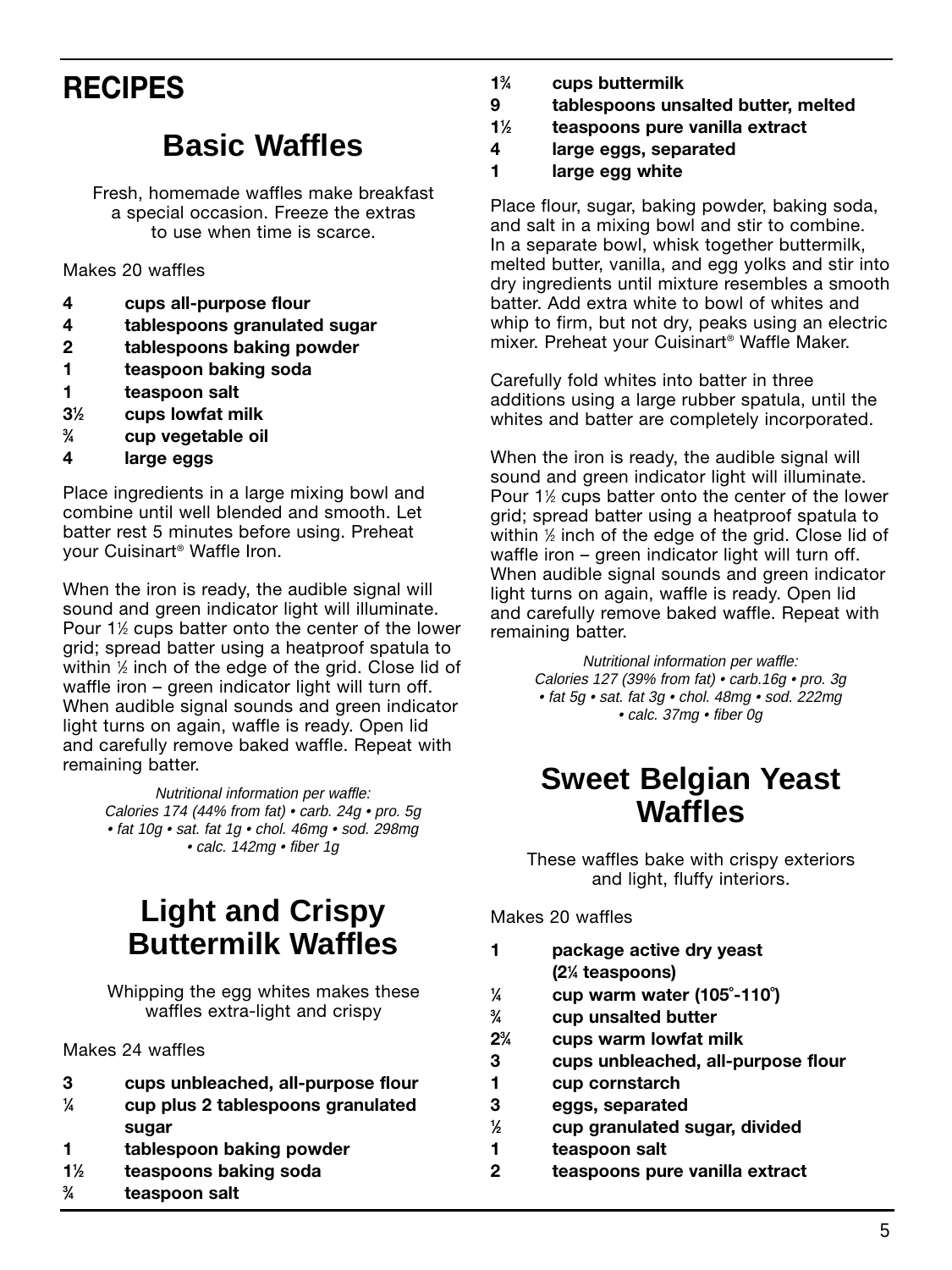# RECIPES

## Basic Waffles

Fresh, homemade waffles make breakfast a special occasion. Freeze the extras to use when time is scarce.

Makes 20 waffles

- **4 cups all-purpose flour**
- **4 tablespoons granulated sugar**
- **2 tablespoons baking powder**
- **1 teaspoon baking soda**
- **1 teaspoon salt**
- **3½ cups lowfat milk**
- **¾ cup vegetable oil**
- **4 large eggs**

Place ingredients in a large mixing bowl and combine until well blended and smooth. Let batter rest 5 minutes before using. Preheat your Cuisinart® Waffle Iron.

When the iron is ready, the audible signal will sound and green indicator light will illuminate. Pour 1½ cups batter onto the center of the lower grid; spread batter using a heatproof spatula to within ½ inch of the edge of the grid. Close lid of waffle iron – green indicator light will turn off. When audible signal sounds and green indicator light turns on again, waffle is ready. Open lid and carefully remove baked waffle. Repeat with remaining batter.

*Nutritional information per waffle: Calories 174 (44% from fat) • carb. 24g • pro. 5g • fat 10g • sat. fat 1g • chol. 46mg • sod. 298mg • calc. 142mg • fiber 1g*

## Light and Crispy Buttermilk Waffles

Whipping the egg whites makes these waffles extra-light and crispy

Makes 24 waffles

- **3 cups unbleached, all-purpose flour**
- **¼ cup plus 2 tablespoons granulated sugar**
- **1 tablespoon baking powder**
- **1½ teaspoons baking soda**
- **¾ teaspoon salt**
- **1¾ cups buttermilk**
- **9 tablespoons unsalted butter, melted**
- **1½ teaspoons pure vanilla extract**
- **4 large eggs, separated**
- **1 large egg white**

Place flour, sugar, baking powder, baking soda, and salt in a mixing bowl and stir to combine. In a separate bowl, whisk together buttermilk, melted butter, vanilla, and egg yolks and stir into dry ingredients until mixture resembles a smooth batter. Add extra white to bowl of whites and whip to firm, but not dry, peaks using an electric mixer. Preheat your Cuisinart® Waffle Maker.

Carefully fold whites into batter in three additions using a large rubber spatula, until the whites and batter are completely incorporated.

When the iron is ready, the audible signal will sound and green indicator light will illuminate. Pour 1½ cups batter onto the center of the lower grid; spread batter using a heatproof spatula to within ½ inch of the edge of the grid. Close lid of waffle iron – green indicator light will turn off. When audible signal sounds and green indicator light turns on again, waffle is ready. Open lid and carefully remove baked waffle. Repeat with remaining batter.

*Nutritional information per waffle: Calories 127 (39% from fat) • carb.16g • pro. 3g • fat 5g • sat. fat 3g • chol. 48mg • sod. 222mg • calc. 37mg • fiber 0g*

## Sweet Belgian Yeast Waffles

These waffles bake with crispy exteriors and light, fluffy interiors.

Makes 20 waffles

- **1 package active dry yeast (2¼ teaspoons)**
- **¼ cup warm water (105°-110°)**
- **¾ cup unsalted butter**
- **2¾ cups warm lowfat milk**
- **3 cups unbleached, all-purpose flour**
- **1 cup cornstarch**
- **3 eggs, separated**
- **½ cup granulated sugar, divided**
- **1 teaspoon salt**
- **2 teaspoons pure vanilla extract**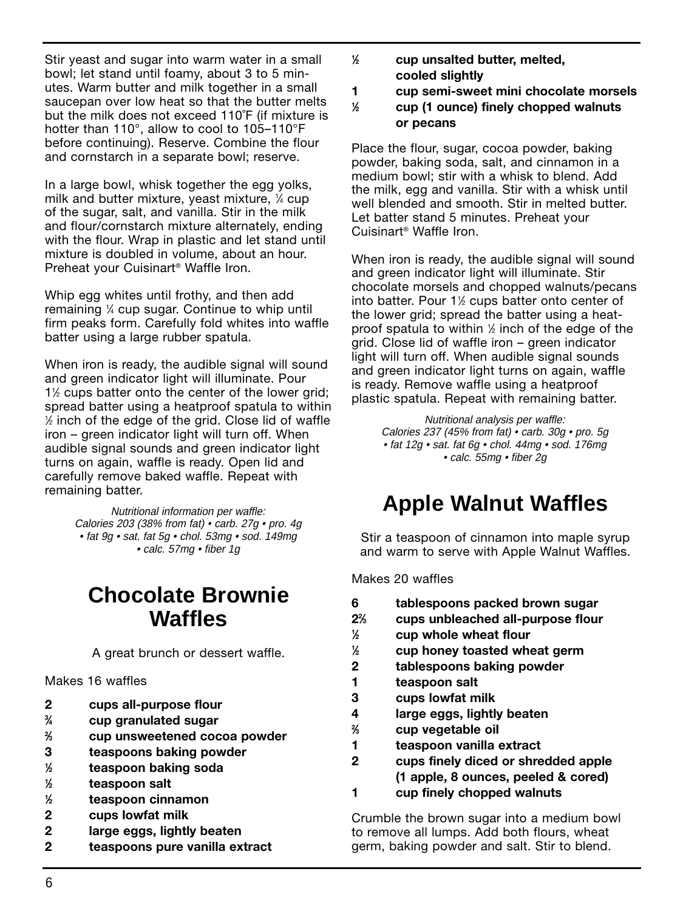Stir yeast and sugar into warm water in a small bowl; let stand until foamy, about 3 to 5 minutes. Warm butter and milk together in a small saucepan over low heat so that the butter melts but the milk does not exceed 110˚F (if mixture is hotter than 110°, allow to cool to 105–110°F before continuing). Reserve. Combine the flour and cornstarch in a separate bowl; reserve.

In a large bowl, whisk together the egg yolks, milk and butter mixture, yeast mixture, ¼ cup of the sugar, salt, and vanilla. Stir in the milk and flour/cornstarch mixture alternately, ending with the flour. Wrap in plastic and let stand until mixture is doubled in volume, about an hour. Preheat your Cuisinart® Waffle Iron.

Whip egg whites until frothy, and then add remaining ¼ cup sugar. Continue to whip until firm peaks form. Carefully fold whites into waffle batter using a large rubber spatula.

When iron is ready, the audible signal will sound and green indicator light will illuminate. Pour 1½ cups batter onto the center of the lower grid; spread batter using a heatproof spatula to within ½ inch of the edge of the grid. Close lid of waffle iron – green indicator light will turn off. When audible signal sounds and green indicator light turns on again, waffle is ready. Open lid and carefully remove baked waffle. Repeat with remaining batter.

*Nutritional information per waffle:*
*Calories 203 (38% from fat) • carb. 27g • pro. 4g • fat 9g • sat. fat 5g • chol. 53mg • sod. 149mg • calc. 57mg • fiber 1g*

## Chocolate Brownie Waffles

A great brunch or dessert waffle.

Makes 16 waffles

- **2 cups all-purpose flour**
- **¾ cup granulated sugar**
- **⅔ cup unsweetened cocoa powder**
- **3 teaspoons baking powder**
- **½ teaspoon baking soda**
- **½ teaspoon salt**
- **½ teaspoon cinnamon**
- **2 cups lowfat milk**
- **2 large eggs, lightly beaten**
- **2 teaspoons pure vanilla extract**
- **½ cup unsalted butter, melted, cooled slightly**
- **1 cup semi-sweet mini chocolate morsels**
- **½ cup (1 ounce) finely chopped walnuts or pecans**

Place the flour, sugar, cocoa powder, baking powder, baking soda, salt, and cinnamon in a medium bowl; stir with a whisk to blend. Add the milk, egg and vanilla. Stir with a whisk until well blended and smooth. Stir in melted butter. Let batter stand 5 minutes. Preheat your Cuisinart® Waffle Iron.

When iron is ready, the audible signal will sound and green indicator light will illuminate. Stir chocolate morsels and chopped walnuts/pecans into batter. Pour 1½ cups batter onto center of the lower grid; spread the batter using a heatproof spatula to within ½ inch of the edge of the grid. Close lid of waffle iron – green indicator light will turn off. When audible signal sounds and green indicator light turns on again, waffle is ready. Remove waffle using a heatproof plastic spatula. Repeat with remaining batter.

*Nutritional analysis per waffle:*
*Calories 237 (45% from fat) • carb. 30g • pro. 5g • fat 12g • sat. fat 6g • chol. 44mg • sod. 176mg • calc. 55mg • fiber 2g*

## Apple Walnut Waffles

Stir a teaspoon of cinnamon into maple syrup and warm to serve with Apple Walnut Waffles.

Makes 20 waffles

- **6 tablespoons packed brown sugar**
- **2⅔ cups unbleached all-purpose flour**
- **½ cup whole wheat flour**
- **½ cup honey toasted wheat germ**
- **2 tablespoons baking powder**
- **1 teaspoon salt**
- **3 cups lowfat milk**
- **4 large eggs, lightly beaten**
- **⅔ cup vegetable oil**
- **1 teaspoon vanilla extract**
- **2 cups finely diced or shredded apple (1 apple, 8 ounces, peeled & cored)**
- **1 cup finely chopped walnuts**

Crumble the brown sugar into a medium bowl to remove all lumps. Add both flours, wheat germ, baking powder and salt. Stir to blend.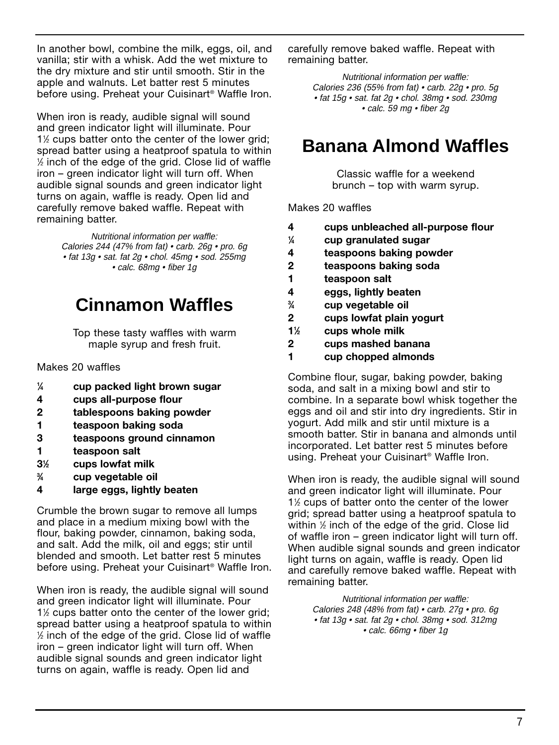In another bowl, combine the milk, eggs, oil, and vanilla; stir with a whisk. Add the wet mixture to the dry mixture and stir until smooth. Stir in the apple and walnuts. Let batter rest 5 minutes before using. Preheat your Cuisinart® Waffle Iron.

When iron is ready, audible signal will sound and green indicator light will illuminate. Pour 1½ cups batter onto the center of the lower grid; spread batter using a heatproof spatula to within ½ inch of the edge of the grid. Close lid of waffle iron – green indicator light will turn off. When audible signal sounds and green indicator light turns on again, waffle is ready. Open lid and carefully remove baked waffle. Repeat with remaining batter.

*Nutritional information per waffle:*
*Calories 244 (47% from fat) • carb. 26g • pro. 6g • fat 13g • sat. fat 2g • chol. 45mg • sod. 255mg • calc. 68mg • fiber 1g*

# Cinnamon Waffles

Top these tasty waffles with warm maple syrup and fresh fruit.

Makes 20 waffles

- **¼ cup packed light brown sugar**
- **4 cups all-purpose flour**
- **2 tablespoons baking powder**
- **1 teaspoon baking soda**
- **3 teaspoons ground cinnamon**
- **1 teaspoon salt**
- **3½ cups lowfat milk**
- **¾ cup vegetable oil**
- **4 large eggs, lightly beaten**

Crumble the brown sugar to remove all lumps and place in a medium mixing bowl with the flour, baking powder, cinnamon, baking soda, and salt. Add the milk, oil and eggs; stir until blended and smooth. Let batter rest 5 minutes before using. Preheat your Cuisinart® Waffle Iron.

When iron is ready, the audible signal will sound and green indicator light will illuminate. Pour 1½ cups batter onto the center of the lower grid; spread batter using a heatproof spatula to within ½ inch of the edge of the grid. Close lid of waffle iron – green indicator light will turn off. When audible signal sounds and green indicator light turns on again, waffle is ready. Open lid and carefully remove baked waffle. Repeat with remaining batter.

*Nutritional information per waffle:*
*Calories 236 (55% from fat) • carb. 22g • pro. 5g • fat 15g • sat. fat 2g • chol. 38mg • sod. 230mg • calc. 59 mg • fiber 2g*

# Banana Almond Waffles

Classic waffle for a weekend brunch – top with warm syrup.

Makes 20 waffles

- **4 cups unbleached all-purpose flour**
- **¼ cup granulated sugar**
- **4 teaspoons baking powder**
- **2 teaspoons baking soda**
- **1 teaspoon salt**
- **4 eggs, lightly beaten**
- **¾ cup vegetable oil**
- **2 cups lowfat plain yogurt**
- **1½ cups whole milk**
- **2 cups mashed banana**
- **1 cup chopped almonds**

Combine flour, sugar, baking powder, baking soda, and salt in a mixing bowl and stir to combine. In a separate bowl whisk together the eggs and oil and stir into dry ingredients. Stir in yogurt. Add milk and stir until mixture is a smooth batter. Stir in banana and almonds until incorporated. Let batter rest 5 minutes before using. Preheat your Cuisinart® Waffle Iron.

When iron is ready, the audible signal will sound and green indicator light will illuminate. Pour 1½ cups of batter onto the center of the lower grid; spread batter using a heatproof spatula to within ½ inch of the edge of the grid. Close lid of waffle iron – green indicator light will turn off. When audible signal sounds and green indicator light turns on again, waffle is ready. Open lid and carefully remove baked waffle. Repeat with remaining batter.

*Nutritional information per waffle:*
*Calories 248 (48% from fat) • carb. 27g • pro. 6g • fat 13g • sat. fat 2g • chol. 38mg • sod. 312mg • calc. 66mg • fiber 1g*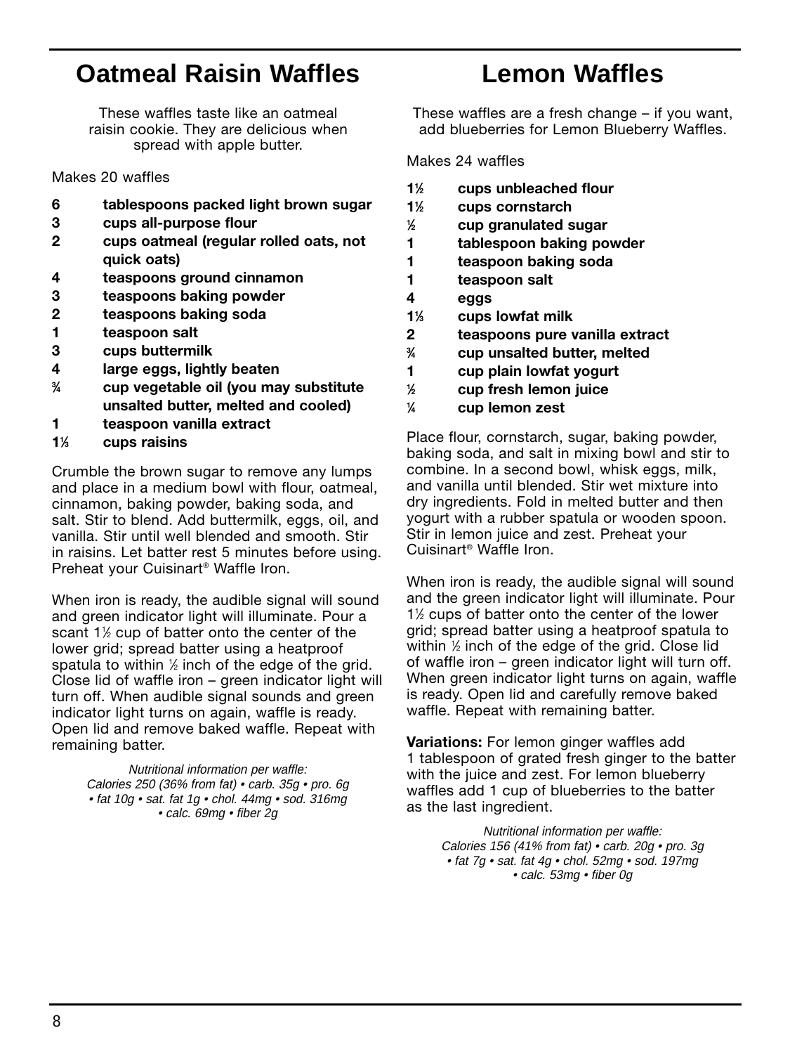# Oatmeal Raisin Waffles

These waffles taste like an oatmeal raisin cookie. They are delicious when spread with apple butter.

Makes 20 waffles

- **6 tablespoons packed light brown sugar**
- **3 cups all-purpose flour**
- **2 cups oatmeal (regular rolled oats, not quick oats)**
- **4 teaspoons ground cinnamon**
- **3 teaspoons baking powder**
- **2 teaspoons baking soda**
- **1 teaspoon salt**
- **3 cups buttermilk**
- **4 large eggs, lightly beaten**
- **¾ cup vegetable oil (you may substitute unsalted butter, melted and cooled)**
- **1 teaspoon vanilla extract**
- **1⅓ cups raisins**

Crumble the brown sugar to remove any lumps and place in a medium bowl with flour, oatmeal, cinnamon, baking powder, baking soda, and salt. Stir to blend. Add buttermilk, eggs, oil, and vanilla. Stir until well blended and smooth. Stir in raisins. Let batter rest 5 minutes before using. Preheat your Cuisinart® Waffle Iron.

When iron is ready, the audible signal will sound and green indicator light will illuminate. Pour a scant 1½ cup of batter onto the center of the lower grid; spread batter using a heatproof spatula to within ½ inch of the edge of the grid. Close lid of waffle iron – green indicator light will turn off. When audible signal sounds and green indicator light turns on again, waffle is ready. Open lid and remove baked waffle. Repeat with remaining batter.

*Nutritional information per waffle:*
*Calories 250 (36% from fat) • carb. 35g • pro. 6g • fat 10g • sat. fat 1g • chol. 44mg • sod. 316mg • calc. 69mg • fiber 2g*

# Lemon Waffles

These waffles are a fresh change – if you want, add blueberries for Lemon Blueberry Waffles.

Makes 24 waffles

- **1½ cups unbleached flour**
- **1½ cups cornstarch**
- **½ cup granulated sugar**
- **1 tablespoon baking powder**
- **1 teaspoon baking soda**
- **1 teaspoon salt**
- **4 eggs**
- **1⅓ cups lowfat milk**
- **2 teaspoons pure vanilla extract**
- **¾ cup unsalted butter, melted**
- **1 cup plain lowfat yogurt**
- **½ cup fresh lemon juice**
- **¼ cup lemon zest**

Place flour, cornstarch, sugar, baking powder, baking soda, and salt in mixing bowl and stir to combine. In a second bowl, whisk eggs, milk, and vanilla until blended. Stir wet mixture into dry ingredients. Fold in melted butter and then yogurt with a rubber spatula or wooden spoon. Stir in lemon juice and zest. Preheat your Cuisinart® Waffle Iron.

When iron is ready, the audible signal will sound and the green indicator light will illuminate. Pour 1½ cups of batter onto the center of the lower grid; spread batter using a heatproof spatula to within ½ inch of the edge of the grid. Close lid of waffle iron – green indicator light will turn off. When green indicator light turns on again, waffle is ready. Open lid and carefully remove baked waffle. Repeat with remaining batter.

**Variations:** For lemon ginger waffles add 1 tablespoon of grated fresh ginger to the batter with the juice and zest. For lemon blueberry waffles add 1 cup of blueberries to the batter as the last ingredient.

*Nutritional information per waffle:*
*Calories 156 (41% from fat) • carb. 20g • pro. 3g • fat 7g • sat. fat 4g • chol. 52mg • sod. 197mg • calc. 53mg • fiber 0g*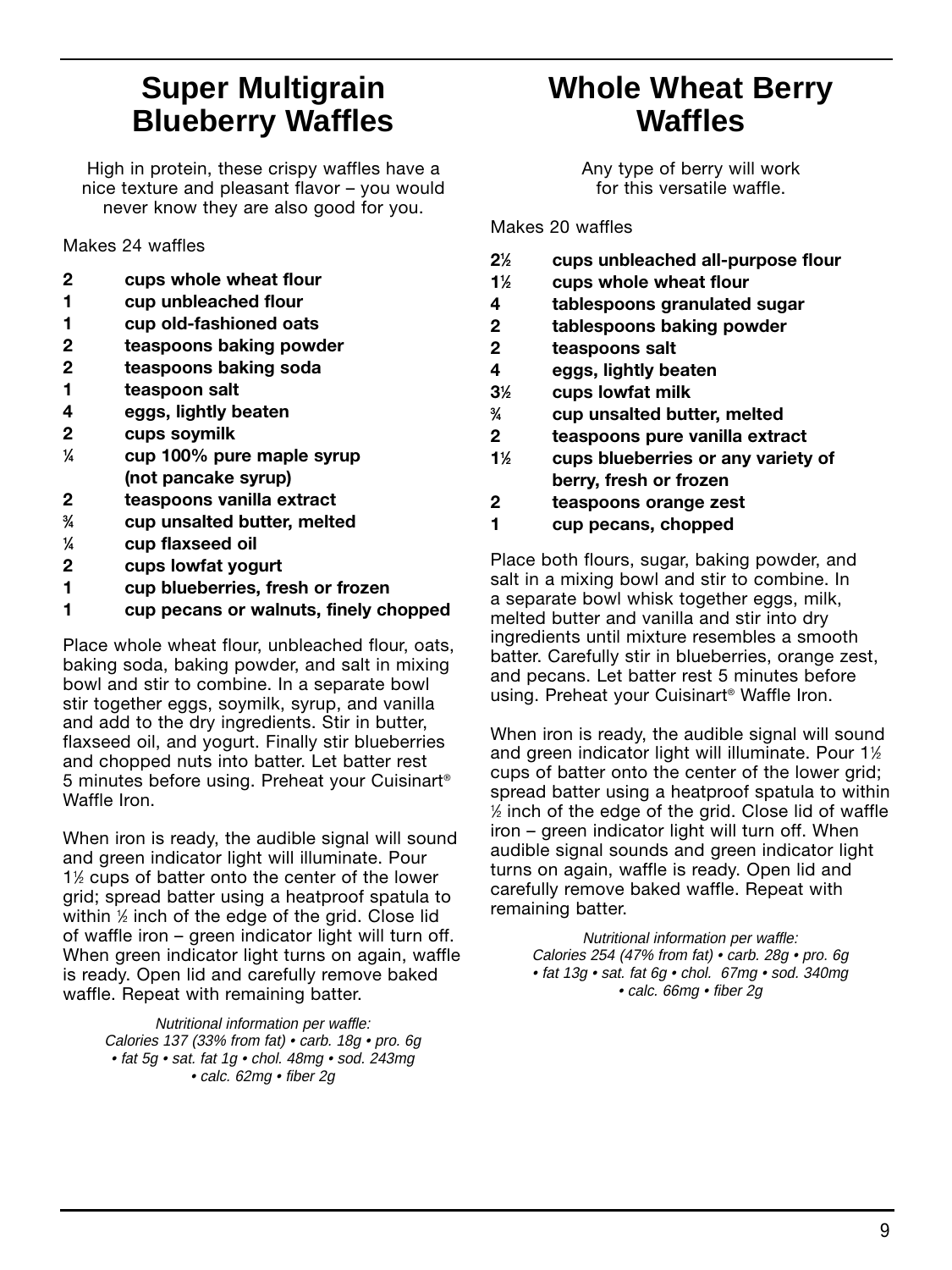# Super Multigrain Blueberry Waffles

High in protein, these crispy waffles have a nice texture and pleasant flavor – you would never know they are also good for you.

Makes 24 waffles

- **2 cups whole wheat flour**
- **1 cup unbleached flour**
- **1 cup old-fashioned oats**
- **2 teaspoons baking powder**
- **2 teaspoons baking soda**
- **1 teaspoon salt**
- **4 eggs, lightly beaten**
- **2 cups soymilk**
- **¼ cup 100% pure maple syrup (not pancake syrup)**
- **2 teaspoons vanilla extract**
- **¾ cup unsalted butter, melted**
- **¼ cup flaxseed oil**
- **2 cups lowfat yogurt**
- **1 cup blueberries, fresh or frozen**
- **1 cup pecans or walnuts, finely chopped**

Place whole wheat flour, unbleached flour, oats, baking soda, baking powder, and salt in mixing bowl and stir to combine. In a separate bowl stir together eggs, soymilk, syrup, and vanilla and add to the dry ingredients. Stir in butter, flaxseed oil, and yogurt. Finally stir blueberries and chopped nuts into batter. Let batter rest 5 minutes before using. Preheat your Cuisinart® Waffle Iron.

When iron is ready, the audible signal will sound and green indicator light will illuminate. Pour 1½ cups of batter onto the center of the lower grid; spread batter using a heatproof spatula to within ½ inch of the edge of the grid. Close lid of waffle iron – green indicator light will turn off. When green indicator light turns on again, waffle is ready. Open lid and carefully remove baked waffle. Repeat with remaining batter.

*Nutritional information per waffle:*
*Calories 137 (33% from fat) • carb. 18g • pro. 6g • fat 5g • sat. fat 1g • chol. 48mg • sod. 243mg • calc. 62mg • fiber 2g*

# Whole Wheat Berry Waffles

Any type of berry will work for this versatile waffle.

Makes 20 waffles

- **2½ cups unbleached all-purpose flour**
- **1½ cups whole wheat flour**
- **4 tablespoons granulated sugar**
- **2 tablespoons baking powder**
- **2 teaspoons salt**
- **4 eggs, lightly beaten**
- **3½ cups lowfat milk**
- **¾ cup unsalted butter, melted**
- **2 teaspoons pure vanilla extract**
- **1½ cups blueberries or any variety of berry, fresh or frozen**
- **2 teaspoons orange zest**
- **1 cup pecans, chopped**

Place both flours, sugar, baking powder, and salt in a mixing bowl and stir to combine. In a separate bowl whisk together eggs, milk, melted butter and vanilla and stir into dry ingredients until mixture resembles a smooth batter. Carefully stir in blueberries, orange zest, and pecans. Let batter rest 5 minutes before using. Preheat your Cuisinart® Waffle Iron.

When iron is ready, the audible signal will sound and green indicator light will illuminate. Pour 1½ cups of batter onto the center of the lower grid; spread batter using a heatproof spatula to within ½ inch of the edge of the grid. Close lid of waffle iron – green indicator light will turn off. When audible signal sounds and green indicator light turns on again, waffle is ready. Open lid and carefully remove baked waffle. Repeat with remaining batter.

*Nutritional information per waffle:*
*Calories 254 (47% from fat) • carb. 28g • pro. 6g • fat 13g • sat. fat 6g • chol. 67mg • sod. 340mg • calc. 66mg • fiber 2g*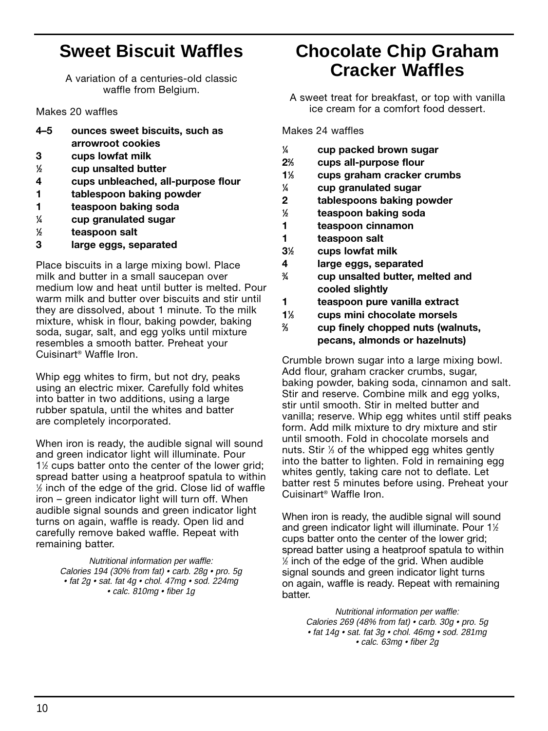## Sweet Biscuit Waffles

A variation of a centuries-old classic waffle from Belgium.

Makes 20 waffles

- **4–5 ounces sweet biscuits, such as arrowroot cookies**
- **3 cups lowfat milk**
- **½ cup unsalted butter**
- **4 cups unbleached, all-purpose flour**
- **1 tablespoon baking powder**
- **1 teaspoon baking soda**
- **¼ cup granulated sugar**
- **½ teaspoon salt**
- **3 large eggs, separated**

Place biscuits in a large mixing bowl. Place milk and butter in a small saucepan over medium low and heat until butter is melted. Pour warm milk and butter over biscuits and stir until they are dissolved, about 1 minute. To the milk mixture, whisk in flour, baking powder, baking soda, sugar, salt, and egg yolks until mixture resembles a smooth batter. Preheat your Cuisinart® Waffle Iron.

Whip egg whites to firm, but not dry, peaks using an electric mixer. Carefully fold whites into batter in two additions, using a large rubber spatula, until the whites and batter are completely incorporated.

When iron is ready, the audible signal will sound and green indicator light will illuminate. Pour 1½ cups batter onto the center of the lower grid; spread batter using a heatproof spatula to within ½ inch of the edge of the grid. Close lid of waffle iron – green indicator light will turn off. When audible signal sounds and green indicator light turns on again, waffle is ready. Open lid and carefully remove baked waffle. Repeat with remaining batter.

*Nutritional information per waffle:*
*Calories 194 (30% from fat) • carb. 28g • pro. 5g • fat 2g • sat. fat 4g • chol. 47mg • sod. 224mg • calc. 810mg • fiber 1g*

## Chocolate Chip Graham Cracker Waffles

A sweet treat for breakfast, or top with vanilla ice cream for a comfort food dessert.

Makes 24 waffles

- **¼ cup packed brown sugar**
- **2⅔ cups all-purpose flour**
- **1⅓ cups graham cracker crumbs**
- **¼ cup granulated sugar**
- **2 tablespoons baking powder**
- **½ teaspoon baking soda**
- **1 teaspoon cinnamon**
- **1 teaspoon salt**
- **3½ cups lowfat milk**
- **4 large eggs, separated**
- **¾ cup unsalted butter, melted and cooled slightly**
- **1 teaspoon pure vanilla extract**
- **1⅓ cups mini chocolate morsels**
- **⅔ cup finely chopped nuts (walnuts, pecans, almonds or hazelnuts)**

Crumble brown sugar into a large mixing bowl. Add flour, graham cracker crumbs, sugar, baking powder, baking soda, cinnamon and salt. Stir and reserve. Combine milk and egg yolks, stir until smooth. Stir in melted butter and vanilla; reserve. Whip egg whites until stiff peaks form. Add milk mixture to dry mixture and stir until smooth. Fold in chocolate morsels and nuts. Stir ⅓ of the whipped egg whites gently into the batter to lighten. Fold in remaining egg whites gently, taking care not to deflate. Let batter rest 5 minutes before using. Preheat your Cuisinart® Waffle Iron.

When iron is ready, the audible signal will sound and green indicator light will illuminate. Pour 1½ cups batter onto the center of the lower grid; spread batter using a heatproof spatula to within ½ inch of the edge of the grid. When audible signal sounds and green indicator light turns on again, waffle is ready. Repeat with remaining batter.

*Nutritional information per waffle:*
*Calories 269 (48% from fat) • carb. 30g • pro. 5g • fat 14g • sat. fat 3g • chol. 46mg • sod. 281mg • calc. 63mg • fiber 2g*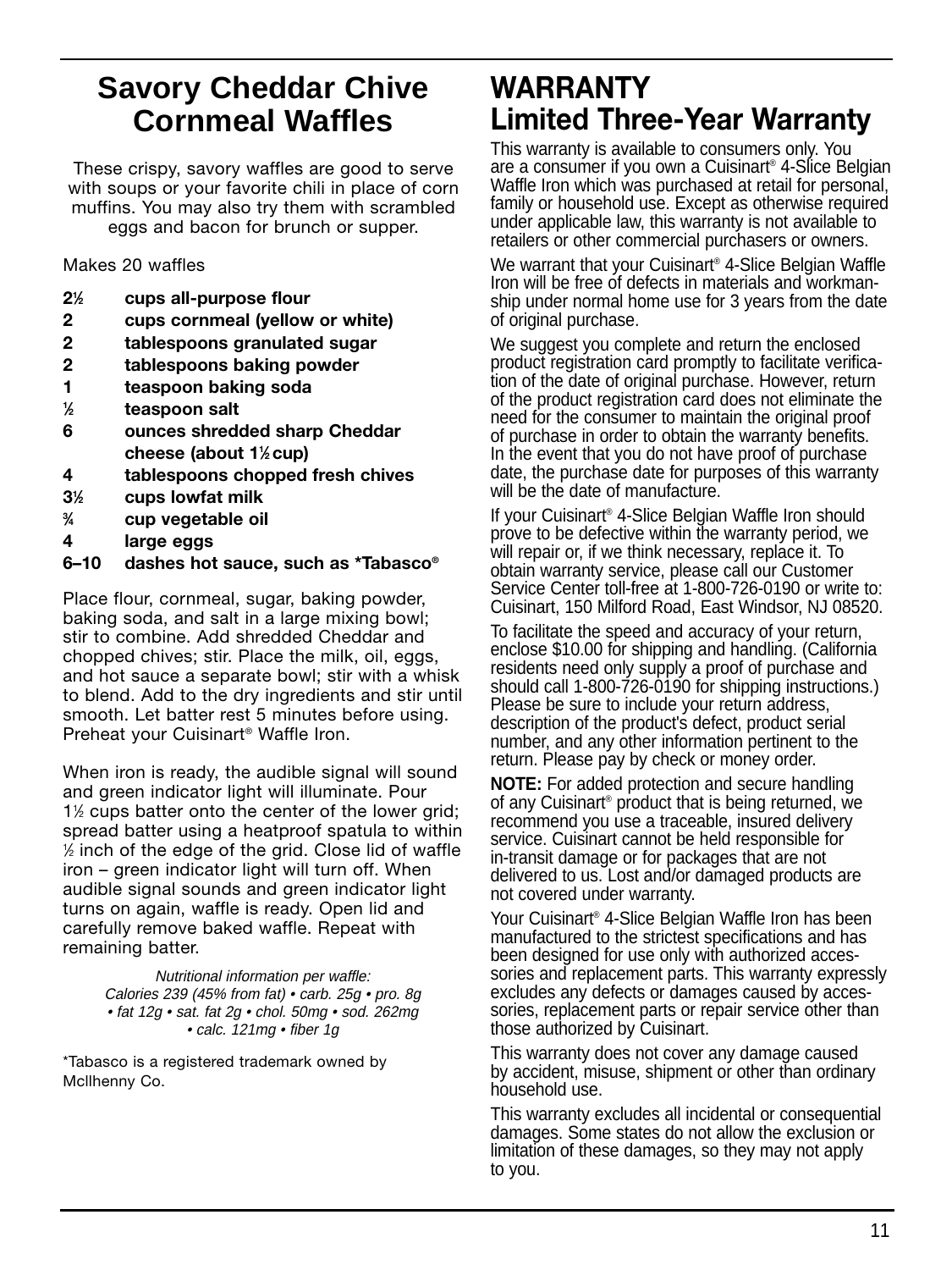## Savory Cheddar Chive Cornmeal Waffles

These crispy, savory waffles are good to serve with soups or your favorite chili in place of corn muffins. You may also try them with scrambled eggs and bacon for brunch or supper.

Makes 20 waffles

- **2½ cups all-purpose flour**
- **2 cups cornmeal (yellow or white)**
- **2 tablespoons granulated sugar**
- **2 tablespoons baking powder**
- **1 teaspoon baking soda**
- **½ teaspoon salt**
- **6 ounces shredded sharp Cheddar cheese (about 1½ cup)**
- **4 tablespoons chopped fresh chives**
- **3½ cups lowfat milk**
- **¾ cup vegetable oil**
- **4 large eggs**
- **6–10 dashes hot sauce, such as *Tabasco®**

Place flour, cornmeal, sugar, baking powder, baking soda, and salt in a large mixing bowl; stir to combine. Add shredded Cheddar and chopped chives; stir. Place the milk, oil, eggs, and hot sauce a separate bowl; stir with a whisk to blend. Add to the dry ingredients and stir until smooth. Let batter rest 5 minutes before using. Preheat your Cuisinart® Waffle Iron.

When iron is ready, the audible signal will sound and green indicator light will illuminate. Pour 1½ cups batter onto the center of the lower grid; spread batter using a heatproof spatula to within ½ inch of the edge of the grid. Close lid of waffle iron – green indicator light will turn off. When audible signal sounds and green indicator light turns on again, waffle is ready. Open lid and carefully remove baked waffle. Repeat with remaining batter.

*Nutritional information per waffle:*
*Calories 239 (45% from fat) • carb. 25g • pro. 8g • fat 12g • sat. fat 2g • chol. 50mg • sod. 262mg • calc. 121mg • fiber 1g*

*Tabasco is a registered trademark owned by McIlhenny Co.

# WARRANTY
## Limited Three-Year Warranty

This warranty is available to consumers only. You are a consumer if you own a Cuisinart® 4-Slice Belgian Waffle Iron which was purchased at retail for personal, family or household use. Except as otherwise required under applicable law, this warranty is not available to retailers or other commercial purchasers or owners.

We warrant that your Cuisinart® 4-Slice Belgian Waffle Iron will be free of defects in materials and workmanship under normal home use for 3 years from the date of original purchase.

We suggest you complete and return the enclosed product registration card promptly to facilitate verification of the date of original purchase. However, return of the product registration card does not eliminate the need for the consumer to maintain the original proof of purchase in order to obtain the warranty benefits. In the event that you do not have proof of purchase date, the purchase date for purposes of this warranty will be the date of manufacture.

If your Cuisinart® 4-Slice Belgian Waffle Iron should prove to be defective within the warranty period, we will repair or, if we think necessary, replace it. To obtain warranty service, please call our Customer Service Center toll-free at 1-800-726-0190 or write to: Cuisinart, 150 Milford Road, East Windsor, NJ 08520.

To facilitate the speed and accuracy of your return, enclose $10.00 for shipping and handling. (California residents need only supply a proof of purchase and should call 1-800-726-0190 for shipping instructions.) Please be sure to include your return address, description of the product's defect, product serial number, and any other information pertinent to the return. Please pay by check or money order.

**NOTE:** For added protection and secure handling of any Cuisinart® product that is being returned, we recommend you use a traceable, insured delivery service. Cuisinart cannot be held responsible for in-transit damage or for packages that are not delivered to us. Lost and/or damaged products are not covered under warranty.

Your Cuisinart® 4-Slice Belgian Waffle Iron has been manufactured to the strictest specifications and has been designed for use only with authorized accessories and replacement parts. This warranty expressly excludes any defects or damages caused by accessories, replacement parts or repair service other than those authorized by Cuisinart.

This warranty does not cover any damage caused by accident, misuse, shipment or other than ordinary household use.

This warranty excludes all incidental or consequential damages. Some states do not allow the exclusion or limitation of these damages, so they may not apply to you.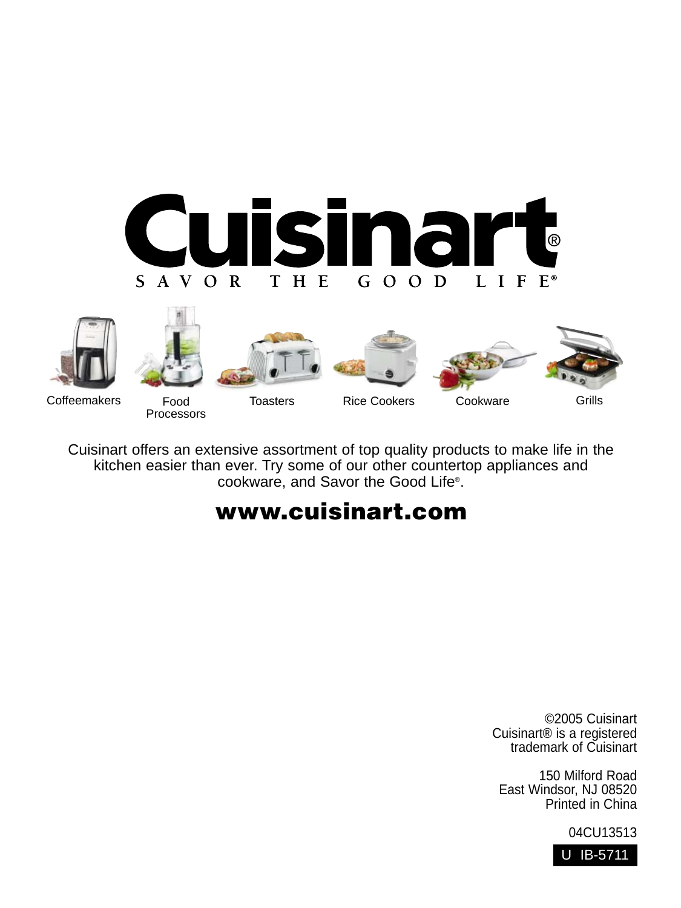# Cuisinart®

SAVOR THE GOOD LIFE®

Coffeemakers | Food Processors | Toasters | Rice Cookers | Cookware | Grills

Cuisinart offers an extensive assortment of top quality products to make life in the kitchen easier than ever. Try some of our other countertop appliances and cookware, and Savor the Good Life®.

**www.cuisinart.com**

©2005 Cuisinart
Cuisinart® is a registered trademark of Cuisinart

150 Milford Road
East Windsor, NJ 08520
Printed in China

04CU13513

U IB-5711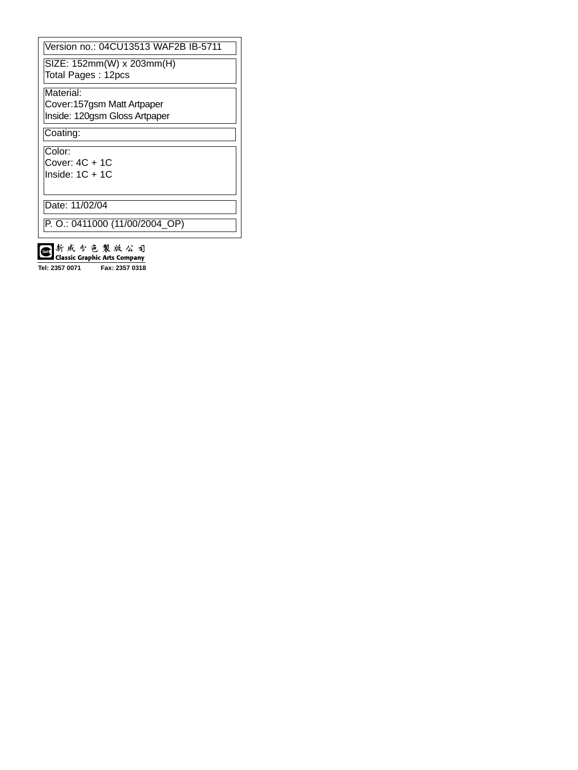Version no.: 04CU13513 WAF2B IB-5711

SIZE: 152mm(W) x 203mm(H)
Total Pages : 12pcs

Material:
Cover:157gsm Matt Artpaper
Inside: 120gsm Gloss Artpaper

Coating:

Color:
Cover: 4C + 1C
Inside: 1C + 1C

Date: 11/02/04

P. O.: 0411000 (11/00/2004_OP)

新成分色製版公司
Classic Graphic Arts Company

Tel: 2357 0071 Fax: 2357 0318